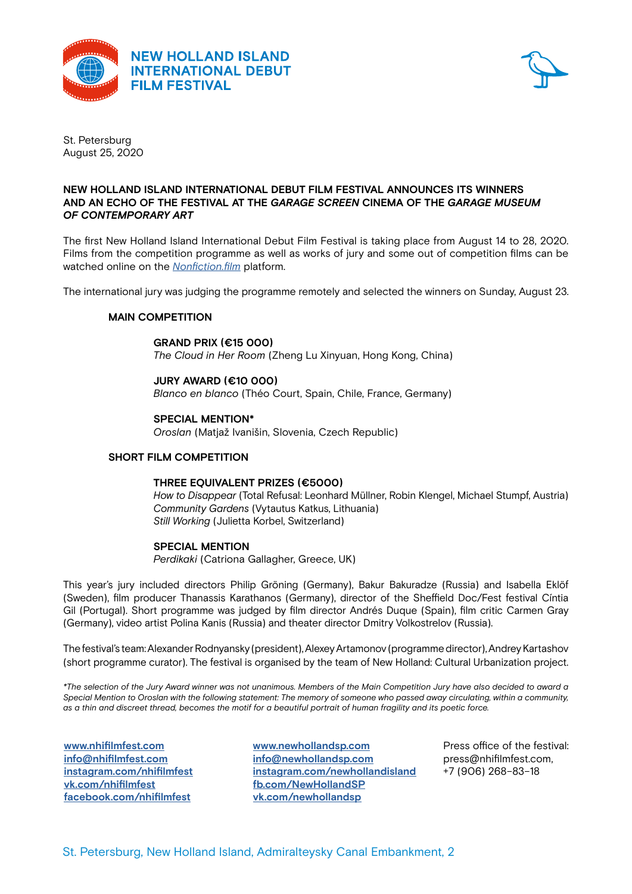NEW HOLLAND ISLAND INTERNATIONAL DEBUT FILM FESTIVAL

St. Petersburg
August 25, 2020

## NEW HOLLAND ISLAND INTERNATIONAL DEBUT FILM FESTIVAL ANNOUNCES ITS WINNERS AND AN ECHO OF THE FESTIVAL AT THE *GARAGE SCREEN* CINEMA OF THE *GARAGE MUSEUM OF CONTEMPORARY ART*

The first New Holland Island International Debut Film Festival is taking place from August 14 to 28, 2020. Films from the competition programme as well as works of jury and some out of competition films can be watched online on the [Nonfiction.film](Nonfiction.film) platform.

The international jury was judging the programme remotely and selected the winners on Sunday, August 23.

### MAIN COMPETITION

**GRAND PRIX (€15 000)**
*The Cloud in Her Room* (Zheng Lu Xinyuan, Hong Kong, China)

**JURY AWARD (€10 000)**
*Blanco en blanco* (Théo Court, Spain, Chile, France, Germany)

**SPECIAL MENTION***
*Oroslan* (Matjaž Ivanišin, Slovenia, Czech Republic)

### SHORT FILM COMPETITION

**THREE EQUIVALENT PRIZES (€5000)**
*How to Disappear* (Total Refusal: Leonhard Müllner, Robin Klengel, Michael Stumpf, Austria)
*Community Gardens* (Vytautus Katkus, Lithuania)
*Still Working* (Julietta Korbel, Switzerland)

**SPECIAL MENTION**
*Perdikaki* (Catriona Gallagher, Greece, UK)

This year's jury included directors Philip Gröning (Germany), Bakur Bakuradze (Russia) and Isabella Eklöf (Sweden), film producer Thanassis Karathanos (Germany), director of the Sheffield Doc/Fest festival Cíntia Gil (Portugal). Short programme was judged by film director Andrés Duque (Spain), film critic Carmen Gray (Germany), video artist Polina Kanis (Russia) and theater director Dmitry Volkostrelov (Russia).

The festival's team: Alexander Rodnyansky (president), Alexey Artamonov (programme director), Andrey Kartashov (short programme curator). The festival is organised by the team of New Holland: Cultural Urbanization project.

*\*The selection of the Jury Award winner was not unanimous. Members of the Main Competition Jury have also decided to award a Special Mention to Oroslan with the following statement: The memory of someone who passed away circulating, within a community, as a thin and discreet thread, becomes the motif for a beautiful portrait of human fragility and its poetic force.*

www.nhifilmfest.com
info@nhifilmfest.com
instagram.com/nhifilmfest
vk.com/nhifilmfest
facebook.com/nhifilmfest

www.newhollandsp.com
info@newhollandsp.com
instagram.com/newhollandisland
fb.com/NewHollandSP
vk.com/newhollandsp

Press office of the festival:
press@nhifilmfest.com,
+7 (906) 268-83-18

St. Petersburg, New Holland Island, Admiralteysky Canal Embankment, 2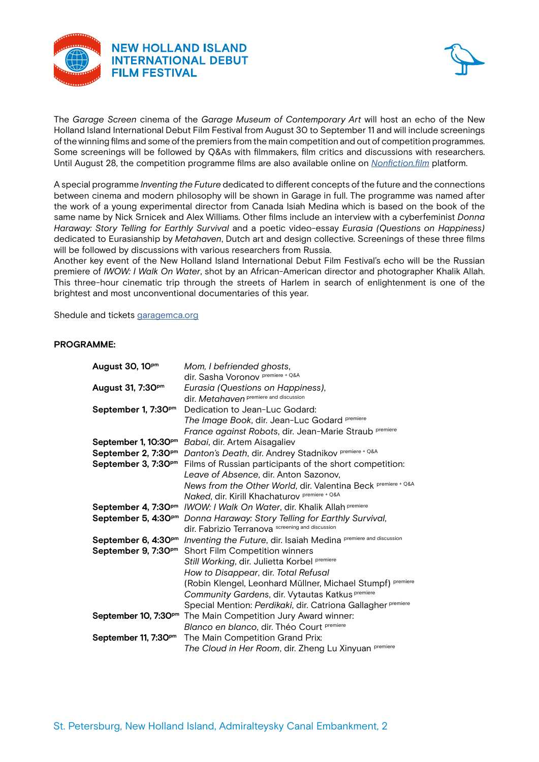**NEW HOLLAND ISLAND INTERNATIONAL DEBUT FILM FESTIVAL**

The *Garage Screen* cinema of the *Garage Museum of Contemporary Art* will host an echo of the New Holland Island International Debut Film Festival from August 30 to September 11 and will include screenings of the winning films and some of the premiers from the main competition and out of competition programmes. Some screenings will be followed by Q&As with filmmakers, film critics and discussions with researchers. Until August 28, the competition programme films are also available online on [Nonfiction.film](Nonfiction.film) platform.

A special programme *Inventing the Future* dedicated to different concepts of the future and the connections between cinema and modern philosophy will be shown in Garage in full. The programme was named after the work of a young experimental director from Canada Isiah Medina which is based on the book of the same name by Nick Srnicek and Alex Williams. Other films include an interview with a cyberfeminist *Donna Haraway: Story Telling for Earthly Survival* and a poetic video-essay *Eurasia (Questions on Happiness)* dedicated to Eurasianship by *Metahaven*, Dutch art and design collective. Screenings of these three films will be followed by discussions with various researchers from Russia.
Another key event of the New Holland Island International Debut Film Festival's echo will be the Russian premiere of *IWOW: I Walk On Water*, shot by an African-American director and photographer Khalik Allah. This three-hour cinematic trip through the streets of Harlem in search of enlightenment is one of the brightest and most unconventional documentaries of this year.

Shedule and tickets [garagemca.org](garagemca.org)

**PROGRAMME:**

| | |
|---|---|
| **August 30, 10pm** | *Mom, I befriended ghosts*, dir. Sasha Voronov premiere + Q&A |
| **August 31, 7:30pm** | *Eurasia (Questions on Happiness)*, dir. *Metahaven* premiere and discussion |
| **September 1, 7:30pm** | Dedication to Jean-Luc Godard:<br>*The Image Book*, dir. Jean-Luc Godard premiere<br>*France against Robots*, dir. Jean-Marie Straub premiere |
| **September 1, 10:30pm** | *Babai*, dir. Artem Aisagaliev |
| **September 2, 7:30pm** | *Danton's Death*, dir. Andrey Stadnikov premiere + Q&A |
| **September 3, 7:30pm** | Films of Russian participants of the short competition:<br>*Leave of Absence*, dir. Anton Sazonov,<br>*News from the Other World*, dir. Valentina Beck premiere + Q&A<br>*Naked*, dir. Kirill Khachaturov premiere + Q&A |
| **September 4, 7:30pm** | *IWOW: I Walk On Water*, dir. Khalik Allah premiere |
| **September 5, 4:30pm** | *Donna Haraway: Story Telling for Earthly Survival*, dir. Fabrizio Terranova screening and discussion |
| **September 6, 4:30pm** | *Inventing the Future*, dir. Isaiah Medina premiere and discussion |
| **September 9, 7:30pm** | Short Film Competition winners<br>*Still Working*, dir. Julietta Korbel premiere<br>*How to Disappear*, dir. *Total Refusal* (Robin Klengel, Leonhard Müllner, Michael Stumpf) premiere<br>*Community Gardens*, dir. Vytautas Katkus premiere<br>Special Mention: *Perdikaki*, dir. Catriona Gallagher premiere |
| **September 10, 7:30pm** | The Main Competition Jury Award winner:<br>*Blanco en blanco*, dir. Théo Court premiere |
| **September 11, 7:30pm** | The Main Competition Grand Prix:<br>*The Cloud in Her Room*, dir. Zheng Lu Xinyuan premiere |

St. Petersburg, New Holland Island, Admiralteysky Canal Embankment, 2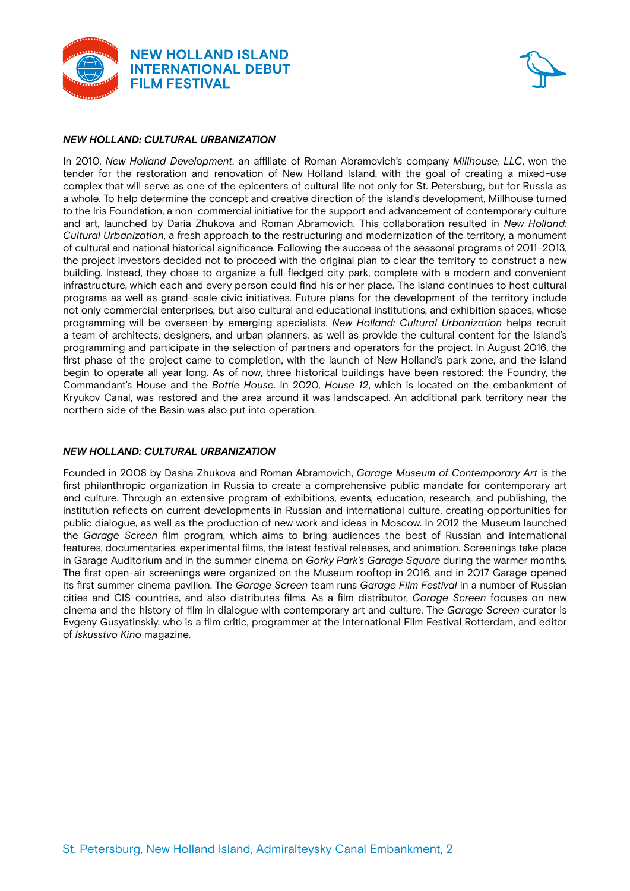### *NEW HOLLAND: CULTURAL URBANIZATION*

In 2010, *New Holland Development*, an affiliate of Roman Abramovich's company *Millhouse, LLC*, won the tender for the restoration and renovation of New Holland Island, with the goal of creating a mixed-use complex that will serve as one of the epicenters of cultural life not only for St. Petersburg, but for Russia as a whole. To help determine the concept and creative direction of the island's development, Millhouse turned to the Iris Foundation, a non-commercial initiative for the support and advancement of contemporary culture and art, launched by Daria Zhukova and Roman Abramovich. This collaboration resulted in *New Holland: Cultural Urbanization*, a fresh approach to the restructuring and modernization of the territory, a monument of cultural and national historical significance. Following the success of the seasonal programs of 2011–2013, the project investors decided not to proceed with the original plan to clear the territory to construct a new building. Instead, they chose to organize a full-fledged city park, complete with a modern and convenient infrastructure, which each and every person could find his or her place. The island continues to host cultural programs as well as grand-scale civic initiatives. Future plans for the development of the territory include not only commercial enterprises, but also cultural and educational institutions, and exhibition spaces, whose programming will be overseen by emerging specialists. *New Holland: Cultural Urbanization* helps recruit a team of architects, designers, and urban planners, as well as provide the cultural content for the island's programming and participate in the selection of partners and operators for the project. In August 2016, the first phase of the project came to completion, with the launch of New Holland's park zone, and the island begin to operate all year long. As of now, three historical buildings have been restored: the Foundry, the Commandant's House and the *Bottle House*. In 2020, *House 12*, which is located on the embankment of Kryukov Canal, was restored and the area around it was landscaped. An additional park territory near the northern side of the Basin was also put into operation.

### *NEW HOLLAND: CULTURAL URBANIZATION*

Founded in 2008 by Dasha Zhukova and Roman Abramovich, *Garage Museum of Contemporary Art* is the first philanthropic organization in Russia to create a comprehensive public mandate for contemporary art and culture. Through an extensive program of exhibitions, events, education, research, and publishing, the institution reflects on current developments in Russian and international culture, creating opportunities for public dialogue, as well as the production of new work and ideas in Moscow. In 2012 the Museum launched the *Garage Screen* film program, which aims to bring audiences the best of Russian and international features, documentaries, experimental films, the latest festival releases, and animation. Screenings take place in Garage Auditorium and in the summer cinema on *Gorky Park's Garage Square* during the warmer months. The first open-air screenings were organized on the Museum rooftop in 2016, and in 2017 Garage opened its first summer cinema pavilion. The *Garage Screen* team runs *Garage Film Festival* in a number of Russian cities and CIS countries, and also distributes films. As a film distributor, *Garage Screen* focuses on new cinema and the history of film in dialogue with contemporary art and culture. The *Garage Screen* curator is Evgeny Gusyatinskiy, who is a film critic, programmer at the International Film Festival Rotterdam, and editor of *Iskusstvo Kino* magazine.